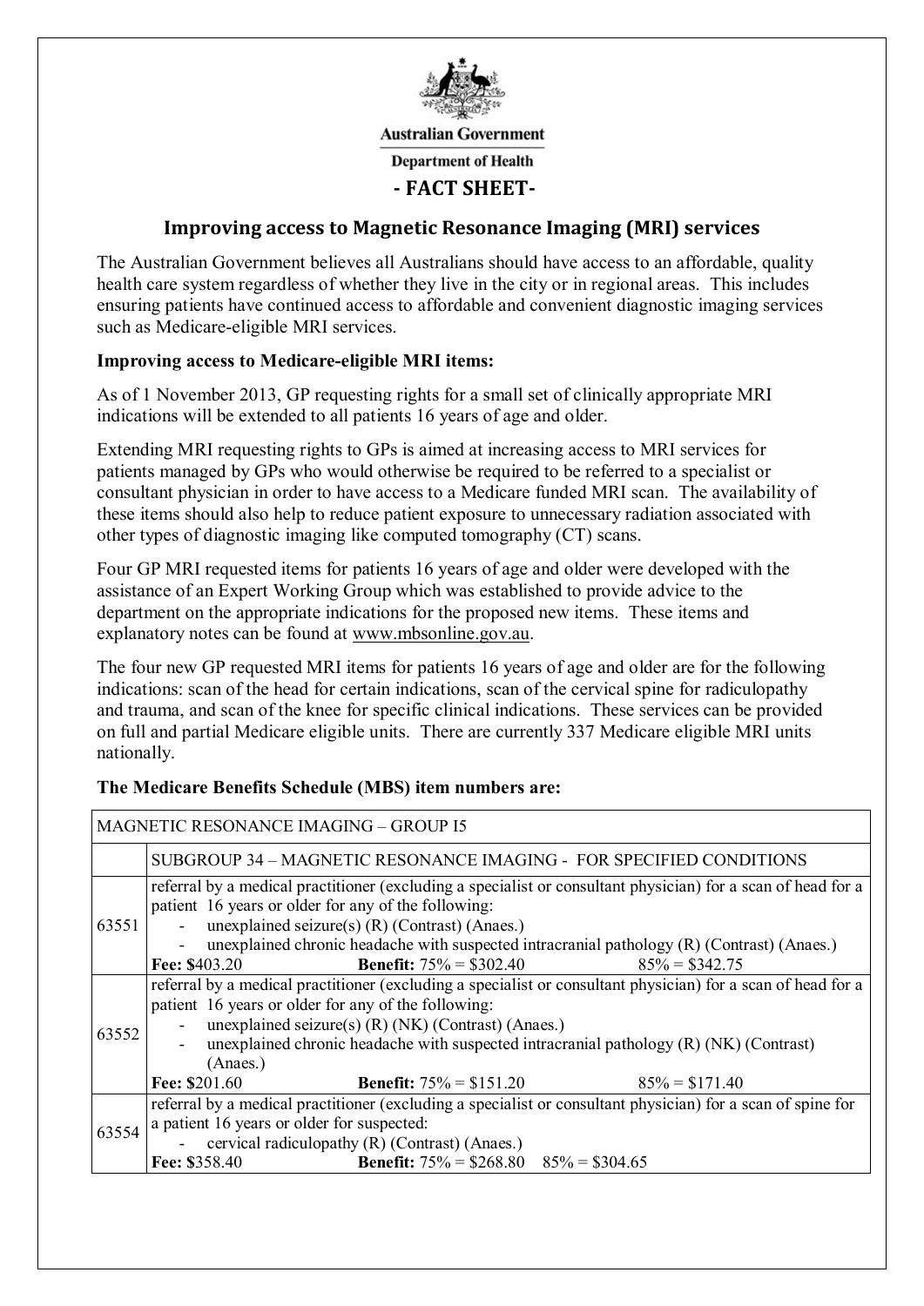**Australian Government**

**Department of Health**

# - FACT SHEET-

## Improving access to Magnetic Resonance Imaging (MRI) services

The Australian Government believes all Australians should have access to an affordable, quality health care system regardless of whether they live in the city or in regional areas. This includes ensuring patients have continued access to affordable and convenient diagnostic imaging services such as Medicare-eligible MRI services.

**Improving access to Medicare-eligible MRI items:**

As of 1 November 2013, GP requesting rights for a small set of clinically appropriate MRI indications will be extended to all patients 16 years of age and older.

Extending MRI requesting rights to GPs is aimed at increasing access to MRI services for patients managed by GPs who would otherwise be required to be referred to a specialist or consultant physician in order to have access to a Medicare funded MRI scan. The availability of these items should also help to reduce patient exposure to unnecessary radiation associated with other types of diagnostic imaging like computed tomography (CT) scans.

Four GP MRI requested items for patients 16 years of age and older were developed with the assistance of an Expert Working Group which was established to provide advice to the department on the appropriate indications for the proposed new items. These items and explanatory notes can be found at www.mbsonline.gov.au.

The four new GP requested MRI items for patients 16 years of age and older are for the following indications: scan of the head for certain indications, scan of the cervical spine for radiculopathy and trauma, and scan of the knee for specific clinical indications. These services can be provided on full and partial Medicare eligible units. There are currently 337 Medicare eligible MRI units nationally.

**The Medicare Benefits Schedule (MBS) item numbers are:**

| MAGNETIC RESONANCE IMAGING – GROUP I5 | |
|---|---|
| | SUBGROUP 34 – MAGNETIC RESONANCE IMAGING - FOR SPECIFIED CONDITIONS |
| 63551 | referral by a medical practitioner (excluding a specialist or consultant physician) for a scan of head for a patient 16 years or older for any of the following:<br>- unexplained seizure(s) (R) (Contrast) (Anaes.)<br>- unexplained chronic headache with suspected intracranial pathology (R) (Contrast) (Anaes.)<br>**Fee:** $403.20 **Benefit:** 75% = $302.40 85% = $342.75 |
| 63552 | referral by a medical practitioner (excluding a specialist or consultant physician) for a scan of head for a patient 16 years or older for any of the following:<br>- unexplained seizure(s) (R) (NK) (Contrast) (Anaes.)<br>- unexplained chronic headache with suspected intracranial pathology (R) (NK) (Contrast) (Anaes.)<br>**Fee:** $201.60 **Benefit:** 75% = $151.20 85% = $171.40 |
| 63554 | referral by a medical practitioner (excluding a specialist or consultant physician) for a scan of spine for a patient 16 years or older for suspected:<br>- cervical radiculopathy (R) (Contrast) (Anaes.)<br>**Fee:** $358.40 **Benefit:** 75% = $268.80 85% = $304.65 |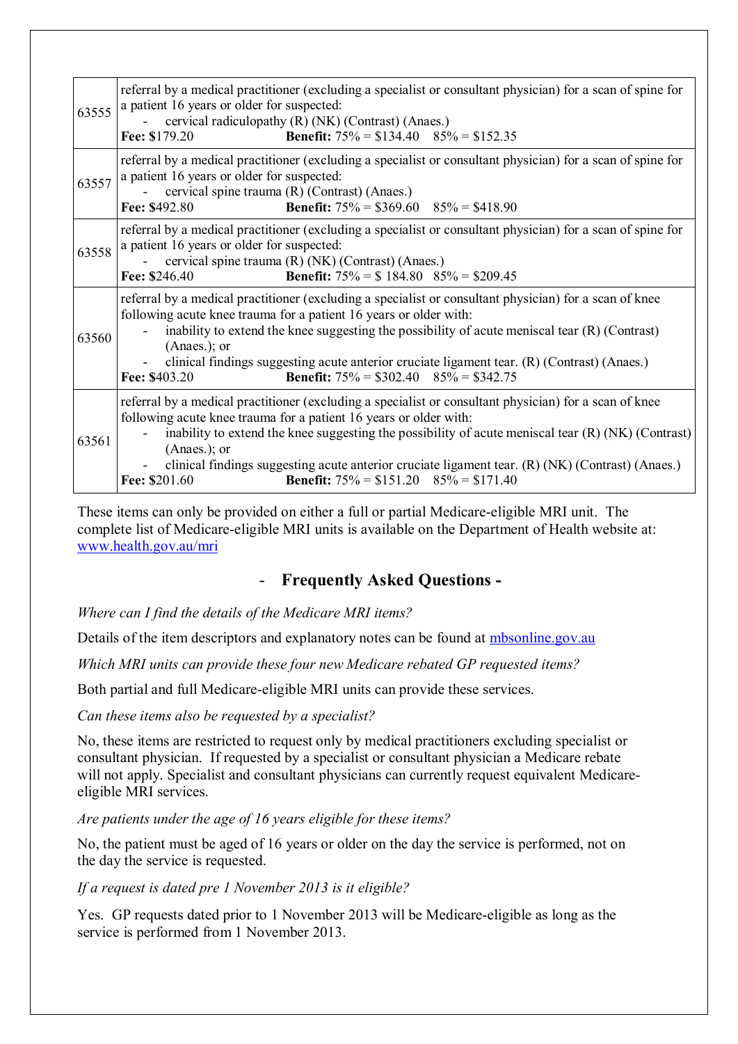| | |
|---|---|
| 63555 | referral by a medical practitioner (excluding a specialist or consultant physician) for a scan of spine for a patient 16 years or older for suspected:<br>- cervical radiculopathy (R) (NK) (Contrast) (Anaes.)<br>**Fee:** $179.20 **Benefit:** 75% = $134.40 85% = $152.35 |
| 63557 | referral by a medical practitioner (excluding a specialist or consultant physician) for a scan of spine for a patient 16 years or older for suspected:<br>- cervical spine trauma (R) (Contrast) (Anaes.)<br>**Fee:** $492.80 **Benefit:** 75% = $369.60 85% = $418.90 |
| 63558 | referral by a medical practitioner (excluding a specialist or consultant physician) for a scan of spine for a patient 16 years or older for suspected:<br>- cervical spine trauma (R) (NK) (Contrast) (Anaes.)<br>**Fee:** $246.40 **Benefit:** 75% = $ 184.80 85% = $209.45 |
| 63560 | referral by a medical practitioner (excluding a specialist or consultant physician) for a scan of knee following acute knee trauma for a patient 16 years or older with:<br>- inability to extend the knee suggesting the possibility of acute meniscal tear (R) (Contrast) (Anaes.); or<br>- clinical findings suggesting acute anterior cruciate ligament tear. (R) (Contrast) (Anaes.)<br>**Fee:** $403.20 **Benefit:** 75% = $302.40 85% = $342.75 |
| 63561 | referral by a medical practitioner (excluding a specialist or consultant physician) for a scan of knee following acute knee trauma for a patient 16 years or older with:<br>- inability to extend the knee suggesting the possibility of acute meniscal tear (R) (NK) (Contrast) (Anaes.); or<br>- clinical findings suggesting acute anterior cruciate ligament tear. (R) (NK) (Contrast) (Anaes.)<br>**Fee:** $201.60 **Benefit:** 75% = $151.20 85% = $171.40 |

These items can only be provided on either a full or partial Medicare-eligible MRI unit. The complete list of Medicare-eligible MRI units is available on the Department of Health website at: www.health.gov.au/mri

## - Frequently Asked Questions -

*Where can I find the details of the Medicare MRI items?*

Details of the item descriptors and explanatory notes can be found at mbsonline.gov.au

*Which MRI units can provide these four new Medicare rebated GP requested items?*

Both partial and full Medicare-eligible MRI units can provide these services.

*Can these items also be requested by a specialist?*

No, these items are restricted to request only by medical practitioners excluding specialist or consultant physician. If requested by a specialist or consultant physician a Medicare rebate will not apply. Specialist and consultant physicians can currently request equivalent Medicare-eligible MRI services.

*Are patients under the age of 16 years eligible for these items?*

No, the patient must be aged of 16 years or older on the day the service is performed, not on the day the service is requested.

*If a request is dated pre 1 November 2013 is it eligible?*

Yes. GP requests dated prior to 1 November 2013 will be Medicare-eligible as long as the service is performed from 1 November 2013.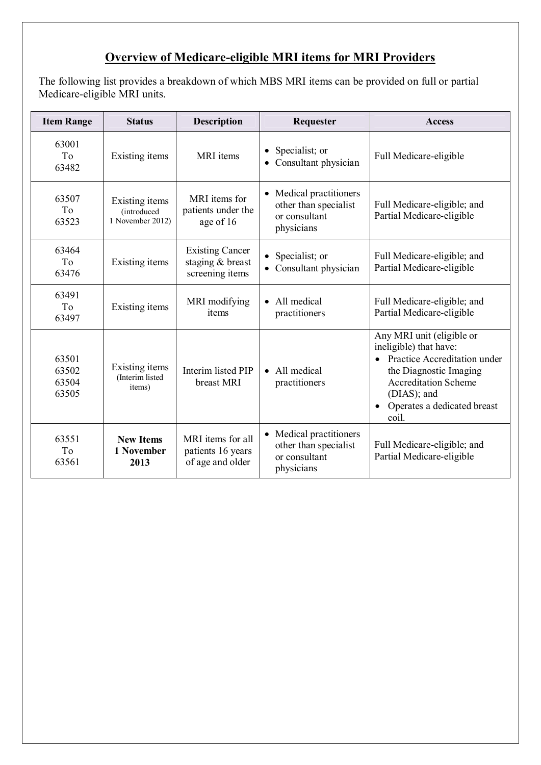# Overview of Medicare-eligible MRI items for MRI Providers

The following list provides a breakdown of which MBS MRI items can be provided on full or partial Medicare-eligible MRI units.

| Item Range | Status | Description | Requester | Access |
|---|---|---|---|---|
| 63001 To 63482 | Existing items | MRI items | • Specialist; or<br>• Consultant physician | Full Medicare-eligible |
| 63507 To 63523 | Existing items (introduced 1 November 2012) | MRI items for patients under the age of 16 | • Medical practitioners other than specialist or consultant physicians | Full Medicare-eligible; and Partial Medicare-eligible |
| 63464 To 63476 | Existing items | Existing Cancer staging & breast screening items | • Specialist; or<br>• Consultant physician | Full Medicare-eligible; and Partial Medicare-eligible |
| 63491 To 63497 | Existing items | MRI modifying items | • All medical practitioners | Full Medicare-eligible; and Partial Medicare-eligible |
| 63501<br>63502<br>63504<br>63505 | Existing items (Interim listed items) | Interim listed PIP breast MRI | • All medical practitioners | Any MRI unit (eligible or ineligible) that have:<br>• Practice Accreditation under the Diagnostic Imaging Accreditation Scheme (DIAS); and<br>• Operates a dedicated breast coil. |
| 63551 To 63561 | **New Items 1 November 2013** | MRI items for all patients 16 years of age and older | • Medical practitioners other than specialist or consultant physicians | Full Medicare-eligible; and Partial Medicare-eligible |